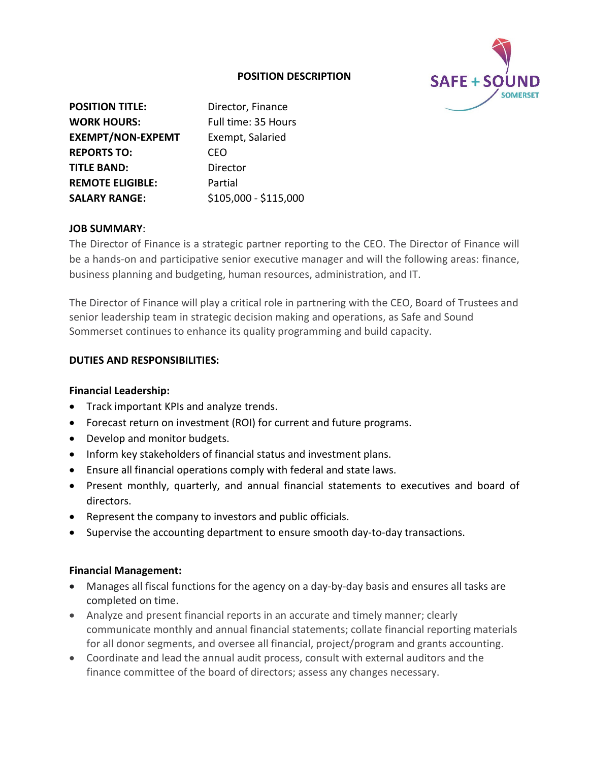# POSITION DESCRIPTION

| | |
|---|---|
| **POSITION TITLE:** | Director, Finance |
| **WORK HOURS:** | Full time: 35 Hours |
| **EXEMPT/NON-EXPEMT** | Exempt, Salaried |
| **REPORTS TO:** | CEO |
| **TITLE BAND:** | Director |
| **REMOTE ELIGIBLE:** | Partial |
| **SALARY RANGE:** | $105,000 - $115,000 |

**JOB SUMMARY**:

The Director of Finance is a strategic partner reporting to the CEO. The Director of Finance will be a hands-on and participative senior executive manager and will the following areas: finance, business planning and budgeting, human resources, administration, and IT.

The Director of Finance will play a critical role in partnering with the CEO, Board of Trustees and senior leadership team in strategic decision making and operations, as Safe and Sound Sommerset continues to enhance its quality programming and build capacity.

**DUTIES AND RESPONSIBILITIES:**

**Financial Leadership:**

- Track important KPIs and analyze trends.
- Forecast return on investment (ROI) for current and future programs.
- Develop and monitor budgets.
- Inform key stakeholders of financial status and investment plans.
- Ensure all financial operations comply with federal and state laws.
- Present monthly, quarterly, and annual financial statements to executives and board of directors.
- Represent the company to investors and public officials.
- Supervise the accounting department to ensure smooth day-to-day transactions.

**Financial Management:**

- Manages all fiscal functions for the agency on a day-by-day basis and ensures all tasks are completed on time.
- Analyze and present financial reports in an accurate and timely manner; clearly communicate monthly and annual financial statements; collate financial reporting materials for all donor segments, and oversee all financial, project/program and grants accounting.
- Coordinate and lead the annual audit process, consult with external auditors and the finance committee of the board of directors; assess any changes necessary.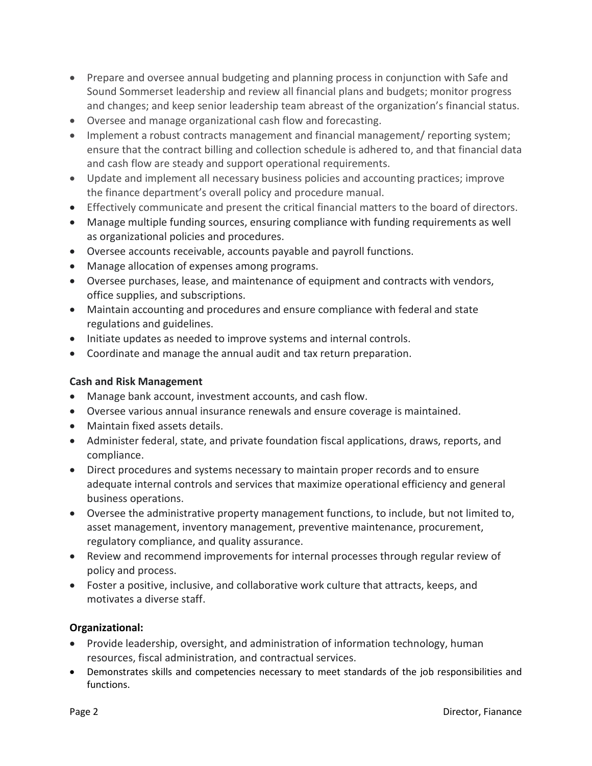- Prepare and oversee annual budgeting and planning process in conjunction with Safe and Sound Sommerset leadership and review all financial plans and budgets; monitor progress and changes; and keep senior leadership team abreast of the organization's financial status.
- Oversee and manage organizational cash flow and forecasting.
- Implement a robust contracts management and financial management/ reporting system; ensure that the contract billing and collection schedule is adhered to, and that financial data and cash flow are steady and support operational requirements.
- Update and implement all necessary business policies and accounting practices; improve the finance department's overall policy and procedure manual.
- Effectively communicate and present the critical financial matters to the board of directors.
- Manage multiple funding sources, ensuring compliance with funding requirements as well as organizational policies and procedures.
- Oversee accounts receivable, accounts payable and payroll functions.
- Manage allocation of expenses among programs.
- Oversee purchases, lease, and maintenance of equipment and contracts with vendors, office supplies, and subscriptions.
- Maintain accounting and procedures and ensure compliance with federal and state regulations and guidelines.
- Initiate updates as needed to improve systems and internal controls.
- Coordinate and manage the annual audit and tax return preparation.

**Cash and Risk Management**

- Manage bank account, investment accounts, and cash flow.
- Oversee various annual insurance renewals and ensure coverage is maintained.
- Maintain fixed assets details.
- Administer federal, state, and private foundation fiscal applications, draws, reports, and compliance.
- Direct procedures and systems necessary to maintain proper records and to ensure adequate internal controls and services that maximize operational efficiency and general business operations.
- Oversee the administrative property management functions, to include, but not limited to, asset management, inventory management, preventive maintenance, procurement, regulatory compliance, and quality assurance.
- Review and recommend improvements for internal processes through regular review of policy and process.
- Foster a positive, inclusive, and collaborative work culture that attracts, keeps, and motivates a diverse staff.

**Organizational:**

- Provide leadership, oversight, and administration of information technology, human resources, fiscal administration, and contractual services.
- Demonstrates skills and competencies necessary to meet standards of the job responsibilities and functions.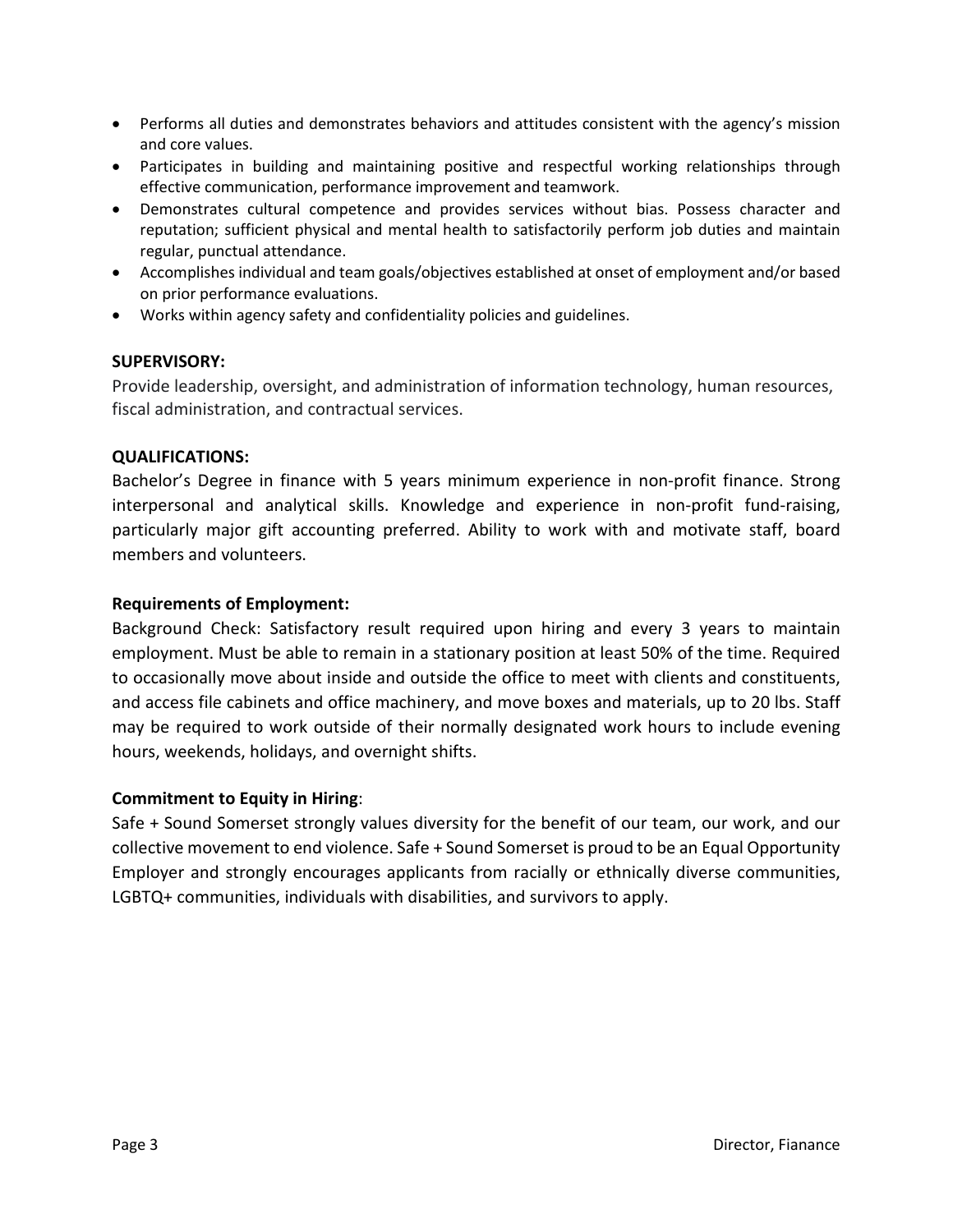- Performs all duties and demonstrates behaviors and attitudes consistent with the agency's mission and core values.
- Participates in building and maintaining positive and respectful working relationships through effective communication, performance improvement and teamwork.
- Demonstrates cultural competence and provides services without bias. Possess character and reputation; sufficient physical and mental health to satisfactorily perform job duties and maintain regular, punctual attendance.
- Accomplishes individual and team goals/objectives established at onset of employment and/or based on prior performance evaluations.
- Works within agency safety and confidentiality policies and guidelines.

**SUPERVISORY:**

Provide leadership, oversight, and administration of information technology, human resources, fiscal administration, and contractual services.

**QUALIFICATIONS:**

Bachelor's Degree in finance with 5 years minimum experience in non-profit finance. Strong interpersonal and analytical skills. Knowledge and experience in non-profit fund-raising, particularly major gift accounting preferred. Ability to work with and motivate staff, board members and volunteers.

**Requirements of Employment:**

Background Check: Satisfactory result required upon hiring and every 3 years to maintain employment. Must be able to remain in a stationary position at least 50% of the time. Required to occasionally move about inside and outside the office to meet with clients and constituents, and access file cabinets and office machinery, and move boxes and materials, up to 20 lbs. Staff may be required to work outside of their normally designated work hours to include evening hours, weekends, holidays, and overnight shifts.

**Commitment to Equity in Hiring**:

Safe + Sound Somerset strongly values diversity for the benefit of our team, our work, and our collective movement to end violence. Safe + Sound Somerset is proud to be an Equal Opportunity Employer and strongly encourages applicants from racially or ethnically diverse communities, LGBTQ+ communities, individuals with disabilities, and survivors to apply.